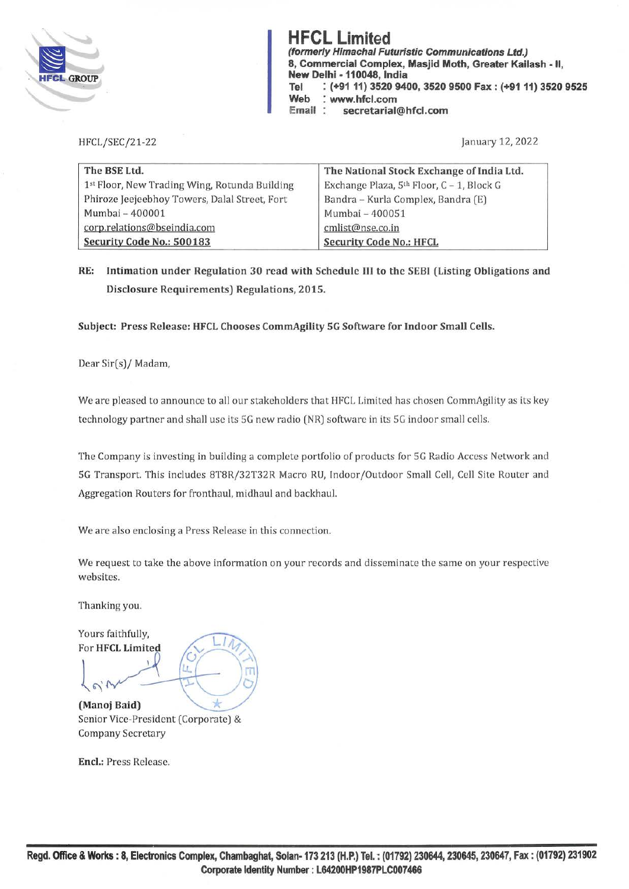# HFCL Limited

***(formerly Himachal Futuristic Communications Ltd.)***
**8, Commercial Complex, Masjid Moth, Greater Kailash - II,**
**New Delhi - 110048, India**
**Tel : (+91 11) 3520 9400, 3520 9500 Fax : (+91 11) 3520 9525**
**Web : www.hfcl.com**
**Email : secretarial@hfcl.com**

HFCL/SEC/21-22

January 12, 2022

| The BSE Ltd. | The National Stock Exchange of India Ltd. |
|---|---|
| 1st Floor, New Trading Wing, Rotunda Building | Exchange Plaza, 5th Floor, C – 1, Block G |
| Phiroze Jeejeebhoy Towers, Dalal Street, Fort | Bandra – Kurla Complex, Bandra (E) |
| Mumbai – 400001 | Mumbai – 400051 |
| corp.relations@bseindia.com | cmlist@nse.co.in |
| **Security Code No.: 500183** | **Security Code No.: HFCL** |

**RE: Intimation under Regulation 30 read with Schedule III to the SEBI (Listing Obligations and Disclosure Requirements) Regulations, 2015.**

**Subject: Press Release: HFCL Chooses CommAgility 5G Software for Indoor Small Cells.**

Dear Sir(s)/ Madam,

We are pleased to announce to all our stakeholders that HFCL Limited has chosen CommAgility as its key technology partner and shall use its 5G new radio (NR) software in its 5G indoor small cells.

The Company is investing in building a complete portfolio of products for 5G Radio Access Network and 5G Transport. This includes 8T8R/32T32R Macro RU, Indoor/Outdoor Small Cell, Cell Site Router and Aggregation Routers for fronthaul, midhaul and backhaul.

We are also enclosing a Press Release in this connection.

We request to take the above information on your records and disseminate the same on your respective websites.

Thanking you.

Yours faithfully,
For **HFCL Limited**

**(Manoj Baid)**
Senior Vice-President (Corporate) &
Company Secretary

**Encl.:** Press Release.

**Regd. Office & Works : 8, Electronics Complex, Chambaghat, Solan- 173 213 (H.P.) Tel. : (01792) 230644, 230645, 230647, Fax : (01792) 231902**
**Corporate Identity Number : L64200HP1987PLC007466**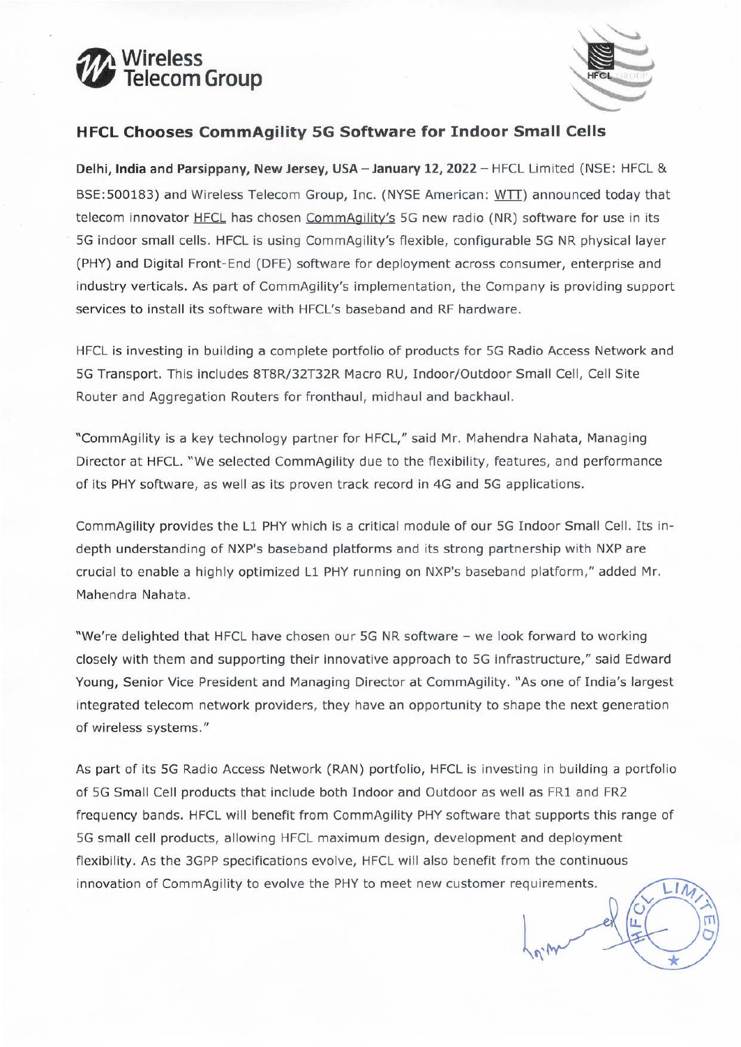## HFCL Chooses CommAgility 5G Software for Indoor Small Cells

**Delhi, India and Parsippany, New Jersey, USA – January 12, 2022** – HFCL Limited (NSE: HFCL & BSE:500183) and Wireless Telecom Group, Inc. (NYSE American: WTT) announced today that telecom innovator HFCL has chosen CommAgility's 5G new radio (NR) software for use in its 5G indoor small cells. HFCL is using CommAgility's flexible, configurable 5G NR physical layer (PHY) and Digital Front-End (DFE) software for deployment across consumer, enterprise and industry verticals. As part of CommAgility's implementation, the Company is providing support services to install its software with HFCL's baseband and RF hardware.

HFCL is investing in building a complete portfolio of products for 5G Radio Access Network and 5G Transport. This includes 8T8R/32T32R Macro RU, Indoor/Outdoor Small Cell, Cell Site Router and Aggregation Routers for fronthaul, midhaul and backhaul.

"CommAgility is a key technology partner for HFCL," said Mr. Mahendra Nahata, Managing Director at HFCL. "We selected CommAgility due to the flexibility, features, and performance of its PHY software, as well as its proven track record in 4G and 5G applications.

CommAgility provides the L1 PHY which is a critical module of our 5G Indoor Small Cell. Its in-depth understanding of NXP's baseband platforms and its strong partnership with NXP are crucial to enable a highly optimized L1 PHY running on NXP's baseband platform," added Mr. Mahendra Nahata.

"We're delighted that HFCL have chosen our 5G NR software – we look forward to working closely with them and supporting their innovative approach to 5G infrastructure," said Edward Young, Senior Vice President and Managing Director at CommAgility. "As one of India's largest integrated telecom network providers, they have an opportunity to shape the next generation of wireless systems."

As part of its 5G Radio Access Network (RAN) portfolio, HFCL is investing in building a portfolio of 5G Small Cell products that include both Indoor and Outdoor as well as FR1 and FR2 frequency bands. HFCL will benefit from CommAgility PHY software that supports this range of 5G small cell products, allowing HFCL maximum design, development and deployment flexibility. As the 3GPP specifications evolve, HFCL will also benefit from the continuous innovation of CommAgility to evolve the PHY to meet new customer requirements.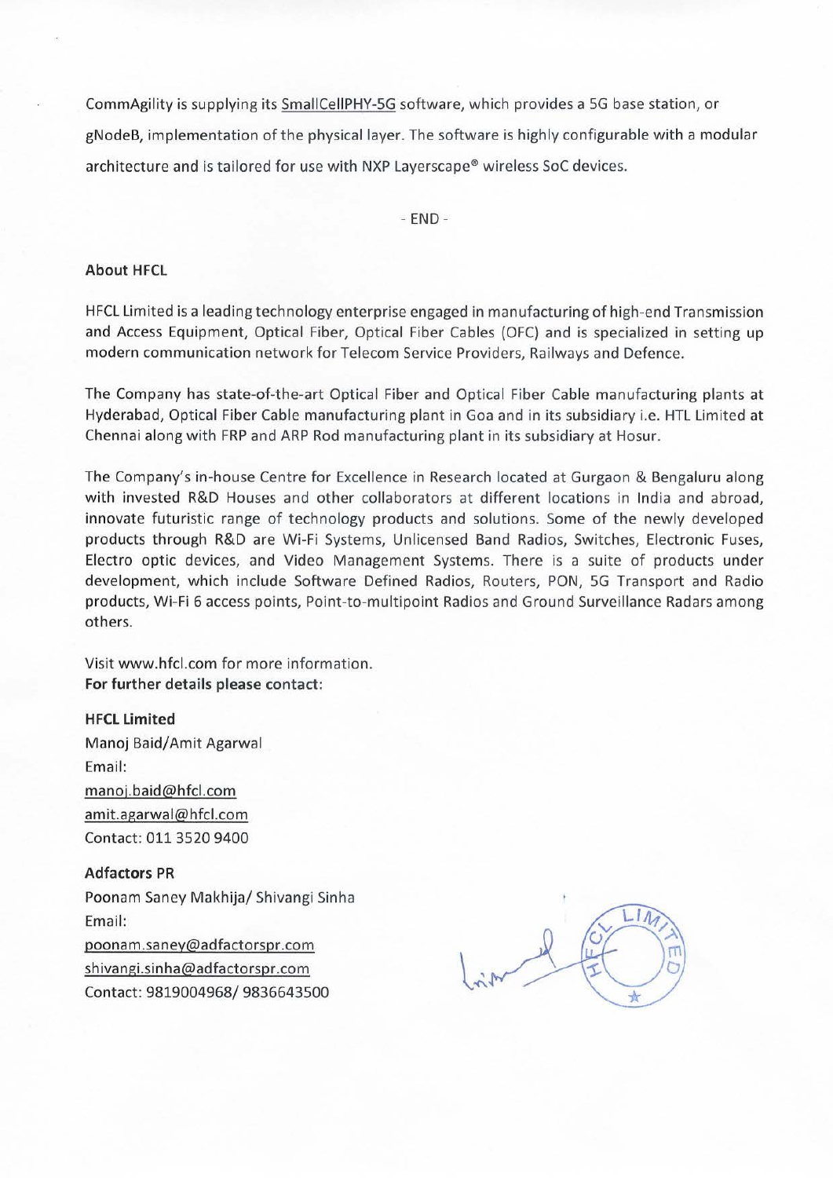CommAgility is supplying its SmallCellPHY-5G software, which provides a 5G base station, or gNodeB, implementation of the physical layer. The software is highly configurable with a modular architecture and is tailored for use with NXP Layerscape® wireless SoC devices.

- END -

**About HFCL**

HFCL Limited is a leading technology enterprise engaged in manufacturing of high-end Transmission and Access Equipment, Optical Fiber, Optical Fiber Cables (OFC) and is specialized in setting up modern communication network for Telecom Service Providers, Railways and Defence.

The Company has state-of-the-art Optical Fiber and Optical Fiber Cable manufacturing plants at Hyderabad, Optical Fiber Cable manufacturing plant in Goa and in its subsidiary i.e. HTL Limited at Chennai along with FRP and ARP Rod manufacturing plant in its subsidiary at Hosur.

The Company's in-house Centre for Excellence in Research located at Gurgaon & Bengaluru along with invested R&D Houses and other collaborators at different locations in India and abroad, innovate futuristic range of technology products and solutions. Some of the newly developed products through R&D are Wi-Fi Systems, Unlicensed Band Radios, Switches, Electronic Fuses, Electro optic devices, and Video Management Systems. There is a suite of products under development, which include Software Defined Radios, Routers, PON, 5G Transport and Radio products, Wi-Fi 6 access points, Point-to-multipoint Radios and Ground Surveillance Radars among others.

Visit www.hfcl.com for more information.
**For further details please contact:**

**HFCL Limited**
Manoj Baid/Amit Agarwal
Email:
manoj.baid@hfcl.com
amit.agarwal@hfcl.com
Contact: 011 3520 9400

**Adfactors PR**
Poonam Saney Makhija/ Shivangi Sinha
Email:
poonam.saney@adfactorspr.com
shivangi.sinha@adfactorspr.com
Contact: 9819004968/ 9836643500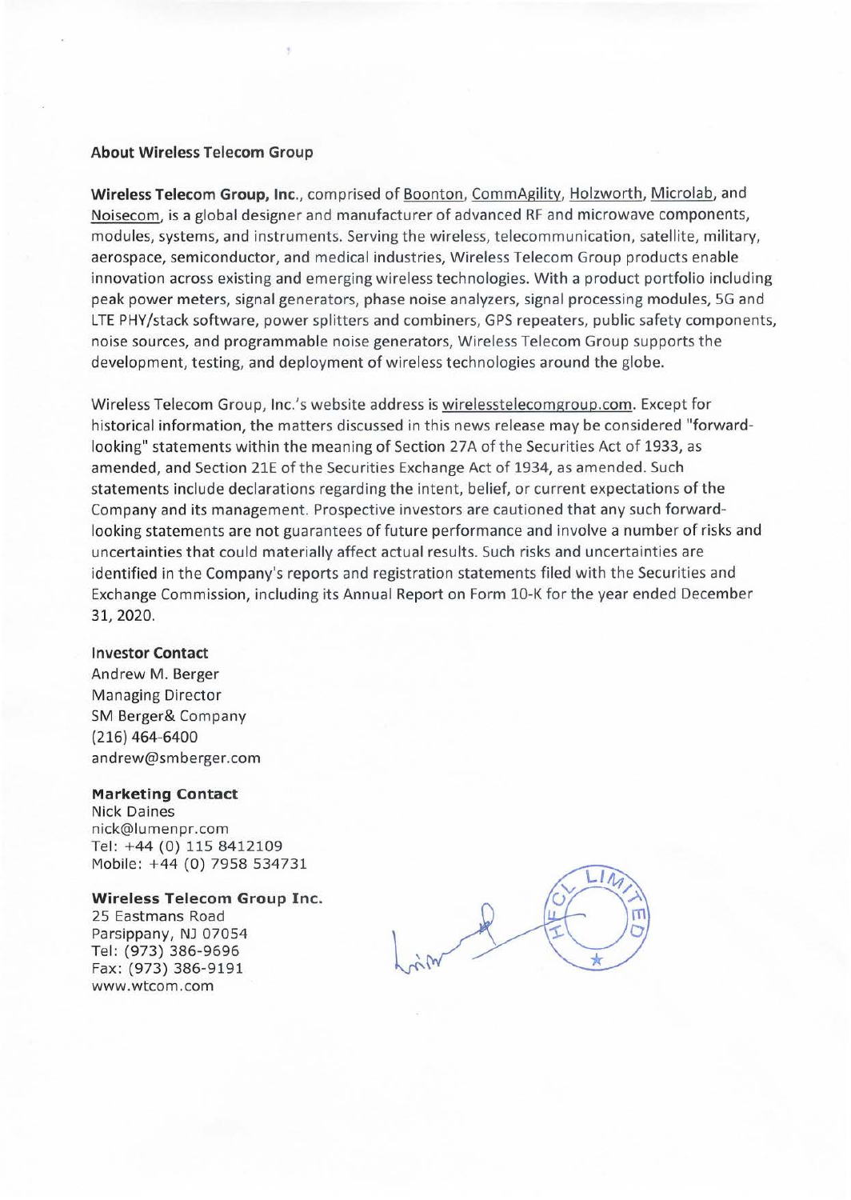## About Wireless Telecom Group

**Wireless Telecom Group, Inc.**, comprised of Boonton, CommAgility, Holzworth, Microlab, and Noisecom, is a global designer and manufacturer of advanced RF and microwave components, modules, systems, and instruments. Serving the wireless, telecommunication, satellite, military, aerospace, semiconductor, and medical industries, Wireless Telecom Group products enable innovation across existing and emerging wireless technologies. With a product portfolio including peak power meters, signal generators, phase noise analyzers, signal processing modules, 5G and LTE PHY/stack software, power splitters and combiners, GPS repeaters, public safety components, noise sources, and programmable noise generators, Wireless Telecom Group supports the development, testing, and deployment of wireless technologies around the globe.

Wireless Telecom Group, Inc.'s website address is wirelesstelecomgroup.com. Except for historical information, the matters discussed in this news release may be considered "forward-looking" statements within the meaning of Section 27A of the Securities Act of 1933, as amended, and Section 21E of the Securities Exchange Act of 1934, as amended. Such statements include declarations regarding the intent, belief, or current expectations of the Company and its management. Prospective investors are cautioned that any such forward-looking statements are not guarantees of future performance and involve a number of risks and uncertainties that could materially affect actual results. Such risks and uncertainties are identified in the Company's reports and registration statements filed with the Securities and Exchange Commission, including its Annual Report on Form 10-K for the year ended December 31, 2020.

**Investor Contact**
Andrew M. Berger
Managing Director
SM Berger& Company
(216) 464-6400
andrew@smberger.com

**Marketing Contact**
Nick Daines
nick@lumenpr.com
Tel: +44 (0) 115 8412109
Mobile: +44 (0) 7958 534731

**Wireless Telecom Group Inc.**
25 Eastmans Road
Parsippany, NJ 07054
Tel: (973) 386-9696
Fax: (973) 386-9191
www.wtcom.com